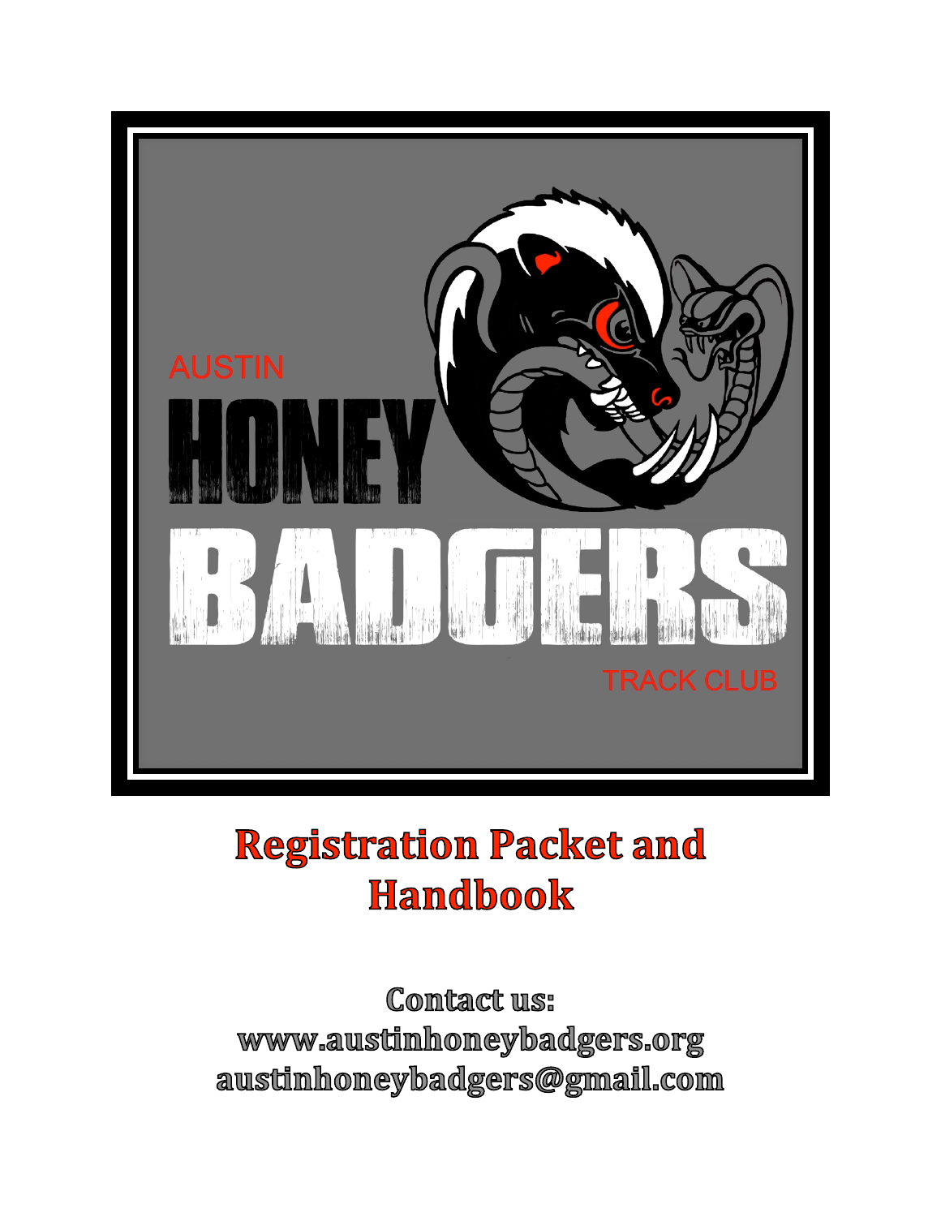AUSTIN

HONEY

BADGERS

TRACK CLUB

# Registration Packet and Handbook

**Contact us:**
**www.austinhoneybadgers.org**
**austinhoneybadgers@gmail.com**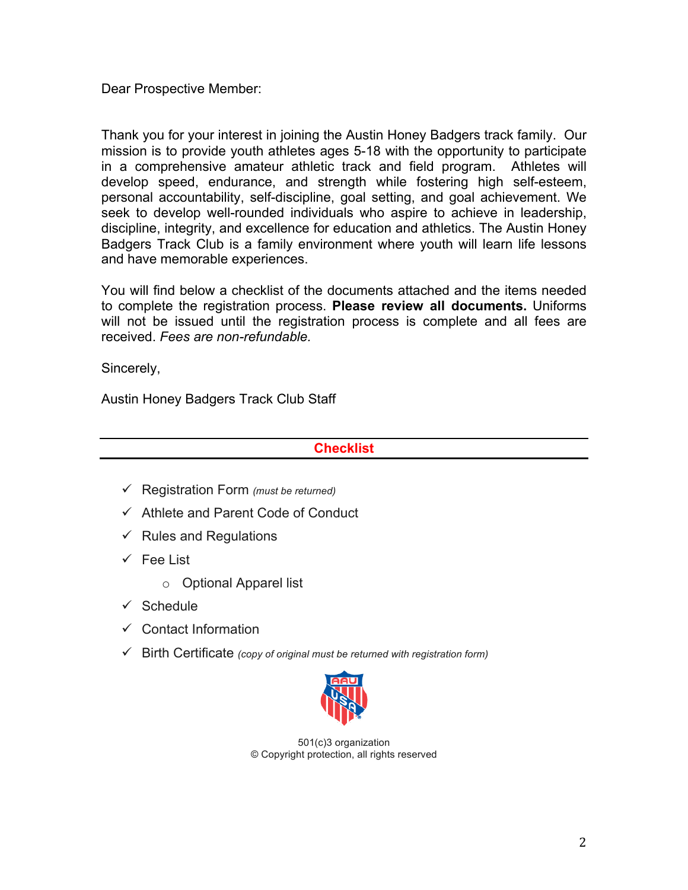Dear Prospective Member:

Thank you for your interest in joining the Austin Honey Badgers track family. Our mission is to provide youth athletes ages 5-18 with the opportunity to participate in a comprehensive amateur athletic track and field program. Athletes will develop speed, endurance, and strength while fostering high self-esteem, personal accountability, self-discipline, goal setting, and goal achievement. We seek to develop well-rounded individuals who aspire to achieve in leadership, discipline, integrity, and excellence for education and athletics. The Austin Honey Badgers Track Club is a family environment where youth will learn life lessons and have memorable experiences.

You will find below a checklist of the documents attached and the items needed to complete the registration process. **Please review all documents.** Uniforms will not be issued until the registration process is complete and all fees are received. *Fees are non-refundable.*

Sincerely,

Austin Honey Badgers Track Club Staff

## Checklist

- ✓ Registration Form *(must be returned)*
- ✓ Athlete and Parent Code of Conduct
- ✓ Rules and Regulations
- ✓ Fee List
    - Optional Apparel list
- ✓ Schedule
- ✓ Contact Information
- ✓ Birth Certificate *(copy of original must be returned with registration form)*

501(c)3 organization
© Copyright protection, all rights reserved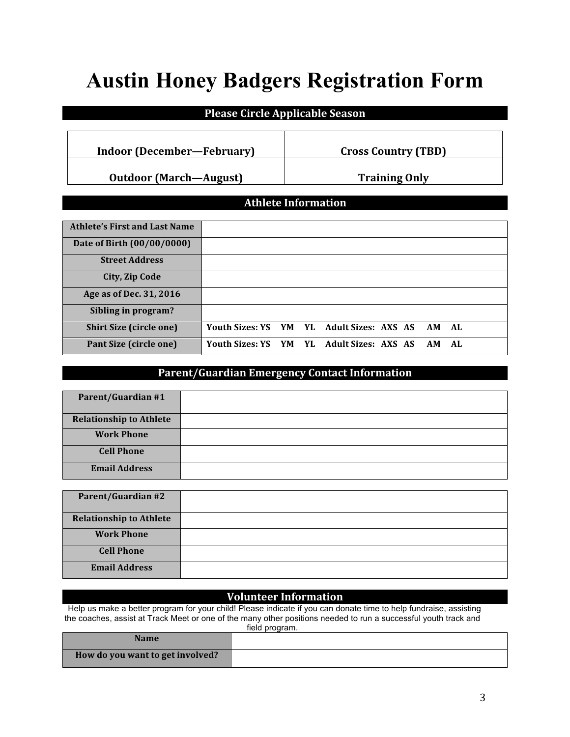# Austin Honey Badgers Registration Form

## Please Circle Applicable Season

| | |
|---|---|
| Indoor (December—February) | Cross Country (TBD) |
| Outdoor (March—August) | Training Only |

## Athlete Information

| | |
|---|---|
| Athlete's First and Last Name | |
| Date of Birth (00/00/0000) | |
| Street Address | |
| City, Zip Code | |
| Age as of Dec. 31, 2016 | |
| Sibling in program? | |
| Shirt Size (circle one) | Youth Sizes: YS YM YL Adult Sizes: AXS AS AM AL |
| Pant Size (circle one) | Youth Sizes: YS YM YL Adult Sizes: AXS AS AM AL |

## Parent/Guardian Emergency Contact Information

| | |
|---|---|
| Parent/Guardian #1 | |
| Relationship to Athlete | |
| Work Phone | |
| Cell Phone | |
| Email Address | |

| | |
|---|---|
| Parent/Guardian #2 | |
| Relationship to Athlete | |
| Work Phone | |
| Cell Phone | |
| Email Address | |

## Volunteer Information

Help us make a better program for your child! Please indicate if you can donate time to help fundraise, assisting the coaches, assist at Track Meet or one of the many other positions needed to run a successful youth track and field program.

| | |
|---|---|
| Name | |
| How do you want to get involved? | |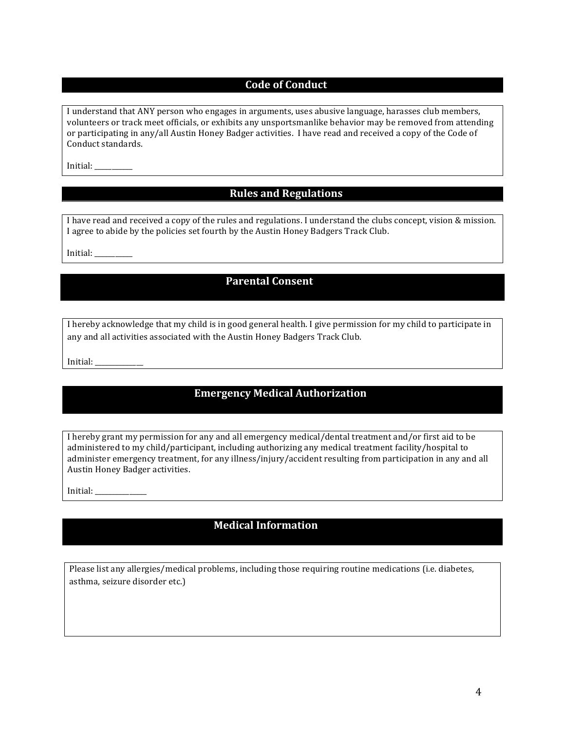## Code of Conduct

I understand that ANY person who engages in arguments, uses abusive language, harasses club members, volunteers or track meet officials, or exhibits any unsportsmanlike behavior may be removed from attending or participating in any/all Austin Honey Badger activities. I have read and received a copy of the Code of Conduct standards.

Initial: ___________

## Rules and Regulations

I have read and received a copy of the rules and regulations. I understand the clubs concept, vision & mission. I agree to abide by the policies set fourth by the Austin Honey Badgers Track Club.

Initial: ___________

## Parental Consent

I hereby acknowledge that my child is in good general health. I give permission for my child to participate in any and all activities associated with the Austin Honey Badgers Track Club.

Initial: ______________

## Emergency Medical Authorization

I hereby grant my permission for any and all emergency medical/dental treatment and/or first aid to be administered to my child/participant, including authorizing any medical treatment facility/hospital to administer emergency treatment, for any illness/injury/accident resulting from participation in any and all Austin Honey Badger activities.

Initial: _______________

## Medical Information

Please list any allergies/medical problems, including those requiring routine medications (i.e. diabetes, asthma, seizure disorder etc.)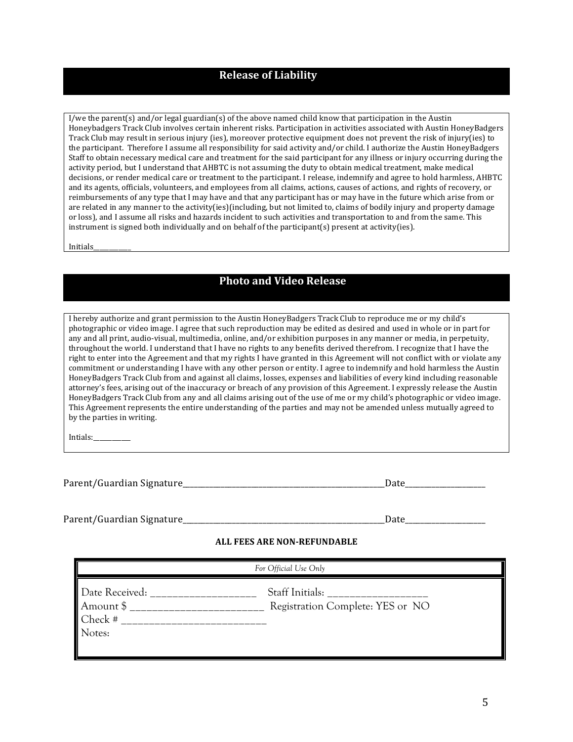## Release of Liability

I/we the parent(s) and/or legal guardian(s) of the above named child know that participation in the Austin Honeybadgers Track Club involves certain inherent risks. Participation in activities associated with Austin HoneyBadgers Track Club may result in serious injury (ies), moreover protective equipment does not prevent the risk of injury(ies) to the participant. Therefore I assume all responsibility for said activity and/or child. I authorize the Austin HoneyBadgers Staff to obtain necessary medical care and treatment for the said participant for any illness or injury occurring during the activity period, but I understand that AHBTC is not assuming the duty to obtain medical treatment, make medical decisions, or render medical care or treatment to the participant. I release, indemnify and agree to hold harmless, AHBTC and its agents, officials, volunteers, and employees from all claims, actions, causes of actions, and rights of recovery, or reimbursements of any type that I may have and that any participant has or may have in the future which arise from or are related in any manner to the activity(ies)(including, but not limited to, claims of bodily injury and property damage or loss), and I assume all risks and hazards incident to such activities and transportation to and from the same. This instrument is signed both individually and on behalf of the participant(s) present at activity(ies).

Initials___________

## Photo and Video Release

I hereby authorize and grant permission to the Austin HoneyBadgers Track Club to reproduce me or my child's photographic or video image. I agree that such reproduction may be edited as desired and used in whole or in part for any and all print, audio-visual, multimedia, online, and/or exhibition purposes in any manner or media, in perpetuity, throughout the world. I understand that I have no rights to any benefits derived therefrom. I recognize that I have the right to enter into the Agreement and that my rights I have granted in this Agreement will not conflict with or violate any commitment or understanding I have with any other person or entity. I agree to indemnify and hold harmless the Austin HoneyBadgers Track Club from and against all claims, losses, expenses and liabilities of every kind including reasonable attorney's fees, arising out of the inaccuracy or breach of any provision of this Agreement. I expressly release the Austin HoneyBadgers Track Club from any and all claims arising out of the use of me or my child's photographic or video image. This Agreement represents the entire understanding of the parties and may not be amended unless mutually agreed to by the parties in writing.

Intials:___________

Parent/Guardian Signature________________________________________________________Date_____________________

Parent/Guardian Signature________________________________________________________Date_____________________

**ALL FEES ARE NON-REFUNDABLE**

| *For Official Use Only* | |
|---|---|
| Date Received: ____________________ | Staff Initials: ____________________ |
| Amount $ __________________________ | Registration Complete: YES or NO |
| Check # ___________________________ | |
| Notes: | |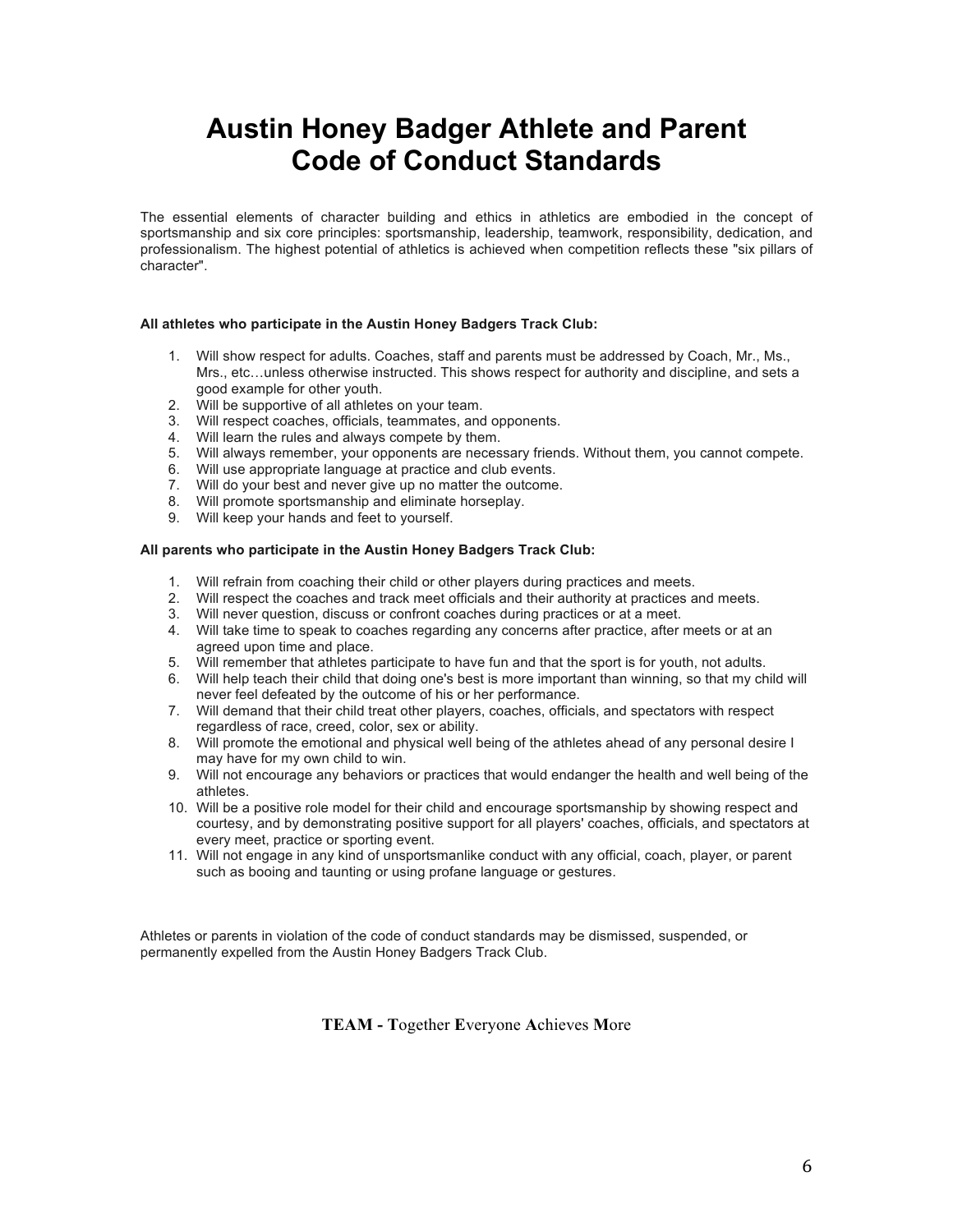# Austin Honey Badger Athlete and Parent Code of Conduct Standards

The essential elements of character building and ethics in athletics are embodied in the concept of sportsmanship and six core principles: sportsmanship, leadership, teamwork, responsibility, dedication, and professionalism. The highest potential of athletics is achieved when competition reflects these "six pillars of character".

**All athletes who participate in the Austin Honey Badgers Track Club:**

1. Will show respect for adults. Coaches, staff and parents must be addressed by Coach, Mr., Ms., Mrs., etc…unless otherwise instructed. This shows respect for authority and discipline, and sets a good example for other youth.
2. Will be supportive of all athletes on your team.
3. Will respect coaches, officials, teammates, and opponents.
4. Will learn the rules and always compete by them.
5. Will always remember, your opponents are necessary friends. Without them, you cannot compete.
6. Will use appropriate language at practice and club events.
7. Will do your best and never give up no matter the outcome.
8. Will promote sportsmanship and eliminate horseplay.
9. Will keep your hands and feet to yourself.

**All parents who participate in the Austin Honey Badgers Track Club:**

1. Will refrain from coaching their child or other players during practices and meets.
2. Will respect the coaches and track meet officials and their authority at practices and meets.
3. Will never question, discuss or confront coaches during practices or at a meet.
4. Will take time to speak to coaches regarding any concerns after practice, after meets or at an agreed upon time and place.
5. Will remember that athletes participate to have fun and that the sport is for youth, not adults.
6. Will help teach their child that doing one's best is more important than winning, so that my child will never feel defeated by the outcome of his or her performance.
7. Will demand that their child treat other players, coaches, officials, and spectators with respect regardless of race, creed, color, sex or ability.
8. Will promote the emotional and physical well being of the athletes ahead of any personal desire I may have for my own child to win.
9. Will not encourage any behaviors or practices that would endanger the health and well being of the athletes.
10. Will be a positive role model for their child and encourage sportsmanship by showing respect and courtesy, and by demonstrating positive support for all players' coaches, officials, and spectators at every meet, practice or sporting event.
11. Will not engage in any kind of unsportsmanlike conduct with any official, coach, player, or parent such as booing and taunting or using profane language or gestures.

Athletes or parents in violation of the code of conduct standards may be dismissed, suspended, or permanently expelled from the Austin Honey Badgers Track Club.

**TEAM - T**ogether **E**veryone **A**chieves **M**ore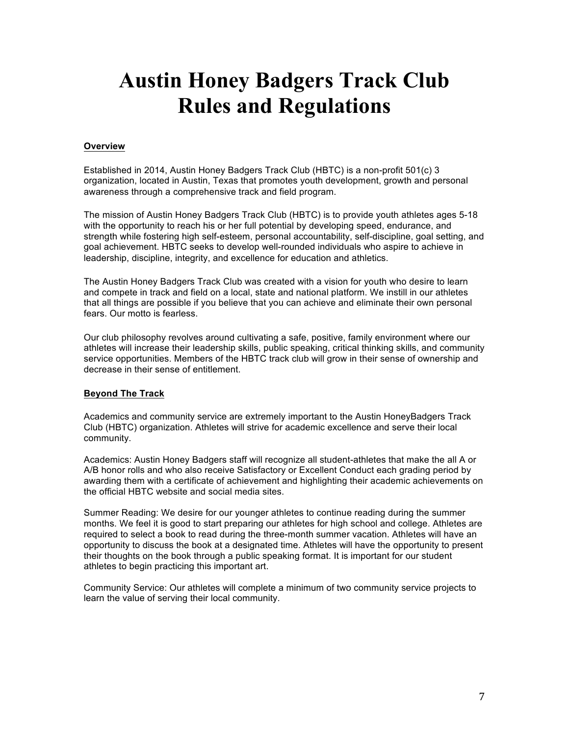# Austin Honey Badgers Track Club Rules and Regulations

**Overview**

Established in 2014, Austin Honey Badgers Track Club (HBTC) is a non-profit 501(c) 3 organization, located in Austin, Texas that promotes youth development, growth and personal awareness through a comprehensive track and field program.

The mission of Austin Honey Badgers Track Club (HBTC) is to provide youth athletes ages 5-18 with the opportunity to reach his or her full potential by developing speed, endurance, and strength while fostering high self-esteem, personal accountability, self-discipline, goal setting, and goal achievement. HBTC seeks to develop well-rounded individuals who aspire to achieve in leadership, discipline, integrity, and excellence for education and athletics.

The Austin Honey Badgers Track Club was created with a vision for youth who desire to learn and compete in track and field on a local, state and national platform. We instill in our athletes that all things are possible if you believe that you can achieve and eliminate their own personal fears. Our motto is fearless.

Our club philosophy revolves around cultivating a safe, positive, family environment where our athletes will increase their leadership skills, public speaking, critical thinking skills, and community service opportunities. Members of the HBTC track club will grow in their sense of ownership and decrease in their sense of entitlement.

**Beyond The Track**

Academics and community service are extremely important to the Austin HoneyBadgers Track Club (HBTC) organization. Athletes will strive for academic excellence and serve their local community.

Academics: Austin Honey Badgers staff will recognize all student-athletes that make the all A or A/B honor rolls and who also receive Satisfactory or Excellent Conduct each grading period by awarding them with a certificate of achievement and highlighting their academic achievements on the official HBTC website and social media sites.

Summer Reading: We desire for our younger athletes to continue reading during the summer months. We feel it is good to start preparing our athletes for high school and college. Athletes are required to select a book to read during the three-month summer vacation. Athletes will have an opportunity to discuss the book at a designated time. Athletes will have the opportunity to present their thoughts on the book through a public speaking format. It is important for our student athletes to begin practicing this important art.

Community Service: Our athletes will complete a minimum of two community service projects to learn the value of serving their local community.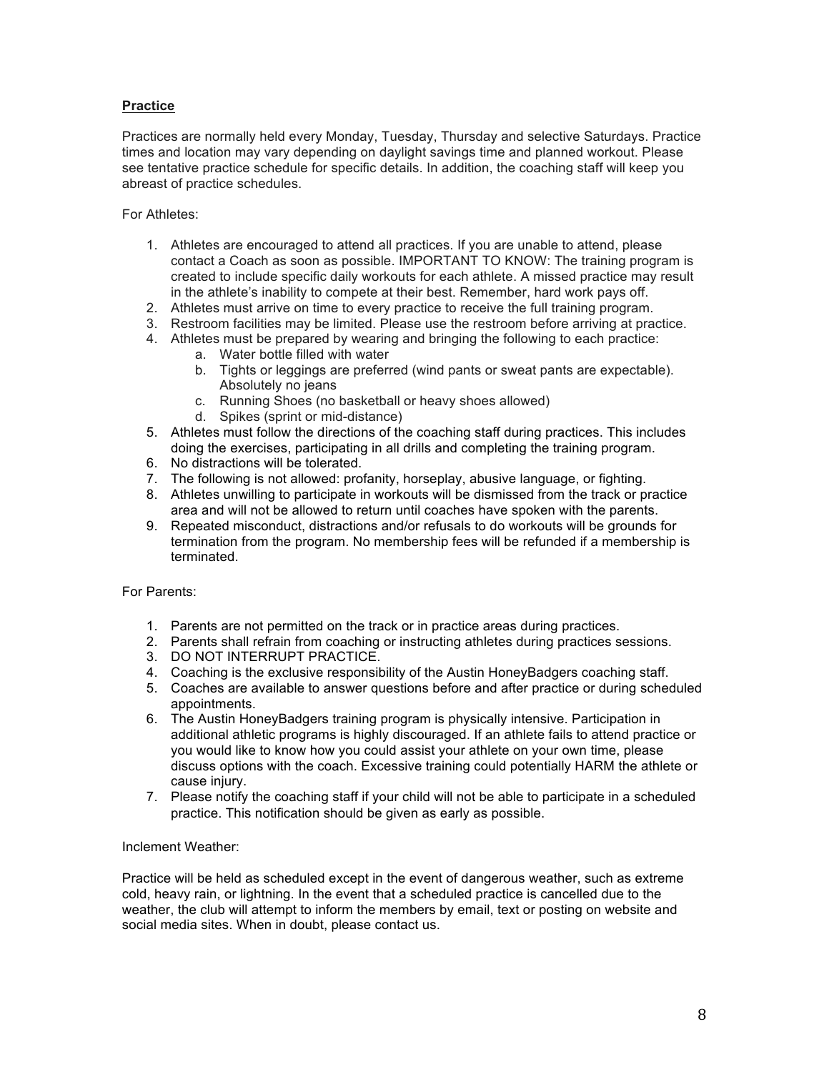**Practice**

Practices are normally held every Monday, Tuesday, Thursday and selective Saturdays. Practice times and location may vary depending on daylight savings time and planned workout. Please see tentative practice schedule for specific details. In addition, the coaching staff will keep you abreast of practice schedules.

For Athletes:

1. Athletes are encouraged to attend all practices. If you are unable to attend, please contact a Coach as soon as possible. IMPORTANT TO KNOW: The training program is created to include specific daily workouts for each athlete. A missed practice may result in the athlete's inability to compete at their best. Remember, hard work pays off.
2. Athletes must arrive on time to every practice to receive the full training program.
3. Restroom facilities may be limited. Please use the restroom before arriving at practice.
4. Athletes must be prepared by wearing and bringing the following to each practice:
    a. Water bottle filled with water
    b. Tights or leggings are preferred (wind pants or sweat pants are expectable). Absolutely no jeans
    c. Running Shoes (no basketball or heavy shoes allowed)
    d. Spikes (sprint or mid-distance)
5. Athletes must follow the directions of the coaching staff during practices. This includes doing the exercises, participating in all drills and completing the training program.
6. No distractions will be tolerated.
7. The following is not allowed: profanity, horseplay, abusive language, or fighting.
8. Athletes unwilling to participate in workouts will be dismissed from the track or practice area and will not be allowed to return until coaches have spoken with the parents.
9. Repeated misconduct, distractions and/or refusals to do workouts will be grounds for termination from the program. No membership fees will be refunded if a membership is terminated.

For Parents:

1. Parents are not permitted on the track or in practice areas during practices.
2. Parents shall refrain from coaching or instructing athletes during practices sessions.
3. DO NOT INTERRUPT PRACTICE.
4. Coaching is the exclusive responsibility of the Austin HoneyBadgers coaching staff.
5. Coaches are available to answer questions before and after practice or during scheduled appointments.
6. The Austin HoneyBadgers training program is physically intensive. Participation in additional athletic programs is highly discouraged. If an athlete fails to attend practice or you would like to know how you could assist your athlete on your own time, please discuss options with the coach. Excessive training could potentially HARM the athlete or cause injury.
7. Please notify the coaching staff if your child will not be able to participate in a scheduled practice. This notification should be given as early as possible.

Inclement Weather:

Practice will be held as scheduled except in the event of dangerous weather, such as extreme cold, heavy rain, or lightning. In the event that a scheduled practice is cancelled due to the weather, the club will attempt to inform the members by email, text or posting on website and social media sites. When in doubt, please contact us.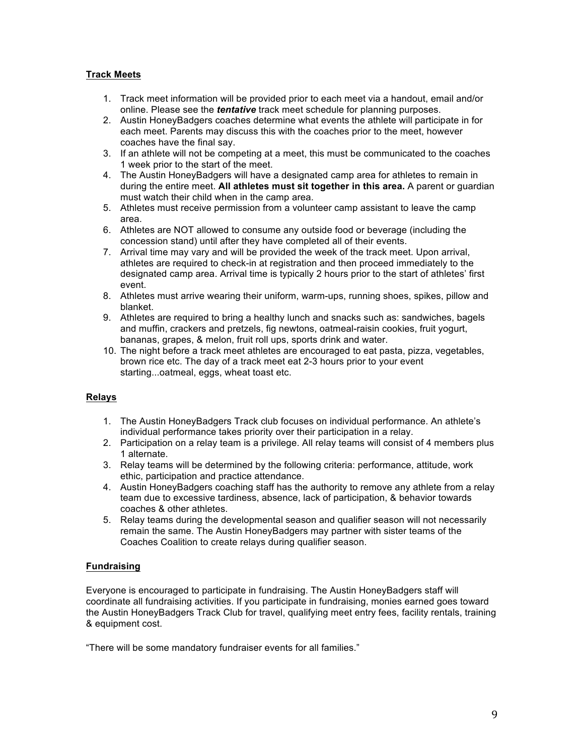## Track Meets

1. Track meet information will be provided prior to each meet via a handout, email and/or online. Please see the ***tentative*** track meet schedule for planning purposes.
2. Austin HoneyBadgers coaches determine what events the athlete will participate in for each meet. Parents may discuss this with the coaches prior to the meet, however coaches have the final say.
3. If an athlete will not be competing at a meet, this must be communicated to the coaches 1 week prior to the start of the meet.
4. The Austin HoneyBadgers will have a designated camp area for athletes to remain in during the entire meet. **All athletes must sit together in this area.** A parent or guardian must watch their child when in the camp area.
5. Athletes must receive permission from a volunteer camp assistant to leave the camp area.
6. Athletes are NOT allowed to consume any outside food or beverage (including the concession stand) until after they have completed all of their events.
7. Arrival time may vary and will be provided the week of the track meet. Upon arrival, athletes are required to check-in at registration and then proceed immediately to the designated camp area. Arrival time is typically 2 hours prior to the start of athletes' first event.
8. Athletes must arrive wearing their uniform, warm-ups, running shoes, spikes, pillow and blanket.
9. Athletes are required to bring a healthy lunch and snacks such as: sandwiches, bagels and muffin, crackers and pretzels, fig newtons, oatmeal-raisin cookies, fruit yogurt, bananas, grapes, & melon, fruit roll ups, sports drink and water.
10. The night before a track meet athletes are encouraged to eat pasta, pizza, vegetables, brown rice etc. The day of a track meet eat 2-3 hours prior to your event starting...oatmeal, eggs, wheat toast etc.

## Relays

1. The Austin HoneyBadgers Track club focuses on individual performance. An athlete's individual performance takes priority over their participation in a relay.
2. Participation on a relay team is a privilege. All relay teams will consist of 4 members plus 1 alternate.
3. Relay teams will be determined by the following criteria: performance, attitude, work ethic, participation and practice attendance.
4. Austin HoneyBadgers coaching staff has the authority to remove any athlete from a relay team due to excessive tardiness, absence, lack of participation, & behavior towards coaches & other athletes.
5. Relay teams during the developmental season and qualifier season will not necessarily remain the same. The Austin HoneyBadgers may partner with sister teams of the Coaches Coalition to create relays during qualifier season.

## Fundraising

Everyone is encouraged to participate in fundraising. The Austin HoneyBadgers staff will coordinate all fundraising activities. If you participate in fundraising, monies earned goes toward the Austin HoneyBadgers Track Club for travel, qualifying meet entry fees, facility rentals, training & equipment cost.

"There will be some mandatory fundraiser events for all families."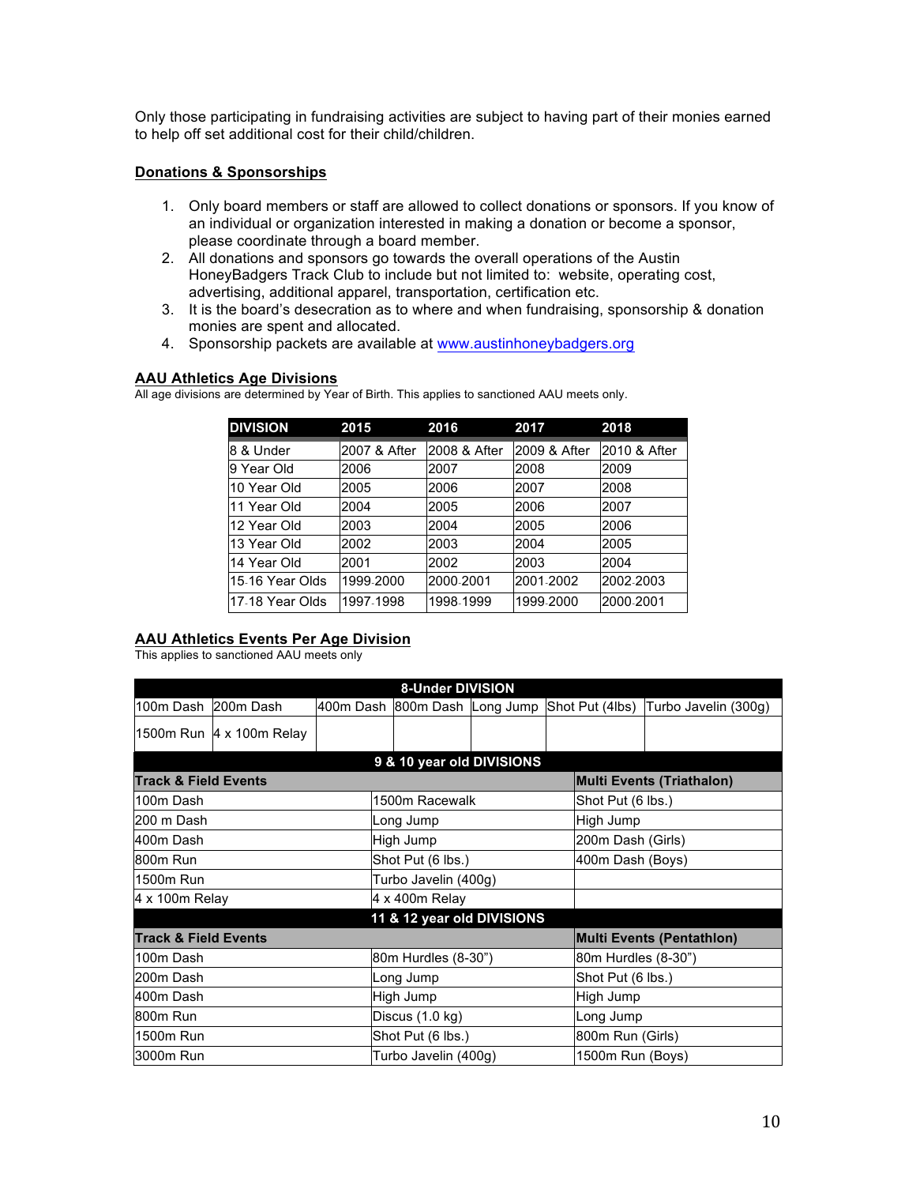Only those participating in fundraising activities are subject to having part of their monies earned to help off set additional cost for their child/children.

## Donations & Sponsorships

1. Only board members or staff are allowed to collect donations or sponsors. If you know of an individual or organization interested in making a donation or become a sponsor, please coordinate through a board member.
2. All donations and sponsors go towards the overall operations of the Austin HoneyBadgers Track Club to include but not limited to: website, operating cost, advertising, additional apparel, transportation, certification etc.
3. It is the board's desecration as to where and when fundraising, sponsorship & donation monies are spent and allocated.
4. Sponsorship packets are available at www.austinhoneybadgers.org

### AAU Athletics Age Divisions

All age divisions are determined by Year of Birth. This applies to sanctioned AAU meets only.

| DIVISION | 2015 | 2016 | 2017 | 2018 |
|---|---|---|---|---|
| 8 & Under | 2007 & After | 2008 & After | 2009 & After | 2010 & After |
| 9 Year Old | 2006 | 2007 | 2008 | 2009 |
| 10 Year Old | 2005 | 2006 | 2007 | 2008 |
| 11 Year Old | 2004 | 2005 | 2006 | 2007 |
| 12 Year Old | 2003 | 2004 | 2005 | 2006 |
| 13 Year Old | 2002 | 2003 | 2004 | 2005 |
| 14 Year Old | 2001 | 2002 | 2003 | 2004 |
| 15-16 Year Olds | 1999-2000 | 2000-2001 | 2001-2002 | 2002-2003 |
| 17-18 Year Olds | 1997-1998 | 1998-1999 | 1999-2000 | 2000-2001 |

### AAU Athletics Events Per Age Division

This applies to sanctioned AAU meets only

| 8-Under DIVISION | | | | | | |
|---|---|---|---|---|---|---|
| 100m Dash | 200m Dash | 400m Dash | 800m Dash | Long Jump | Shot Put (4lbs) | Turbo Javelin (300g) |
| 1500m Run | 4 x 100m Relay | | | | | |

| 9 & 10 year old DIVISIONS | | |
|---|---|---|
| **Track & Field Events** | | **Multi Events (Triathalon)** |
| 100m Dash | 1500m Racewalk | Shot Put (6 lbs.) |
| 200 m Dash | Long Jump | High Jump |
| 400m Dash | High Jump | 200m Dash (Girls) |
| 800m Run | Shot Put (6 lbs.) | 400m Dash (Boys) |
| 1500m Run | Turbo Javelin (400g) | |
| 4 x 100m Relay | 4 x 400m Relay | |

| 11 & 12 year old DIVISIONS | | |
|---|---|---|
| **Track & Field Events** | | **Multi Events (Pentathlon)** |
| 100m Dash | 80m Hurdles (8-30") | 80m Hurdles (8-30") |
| 200m Dash | Long Jump | Shot Put (6 lbs.) |
| 400m Dash | High Jump | High Jump |
| 800m Run | Discus (1.0 kg) | Long Jump |
| 1500m Run | Shot Put (6 lbs.) | 800m Run (Girls) |
| 3000m Run | Turbo Javelin (400g) | 1500m Run (Boys) |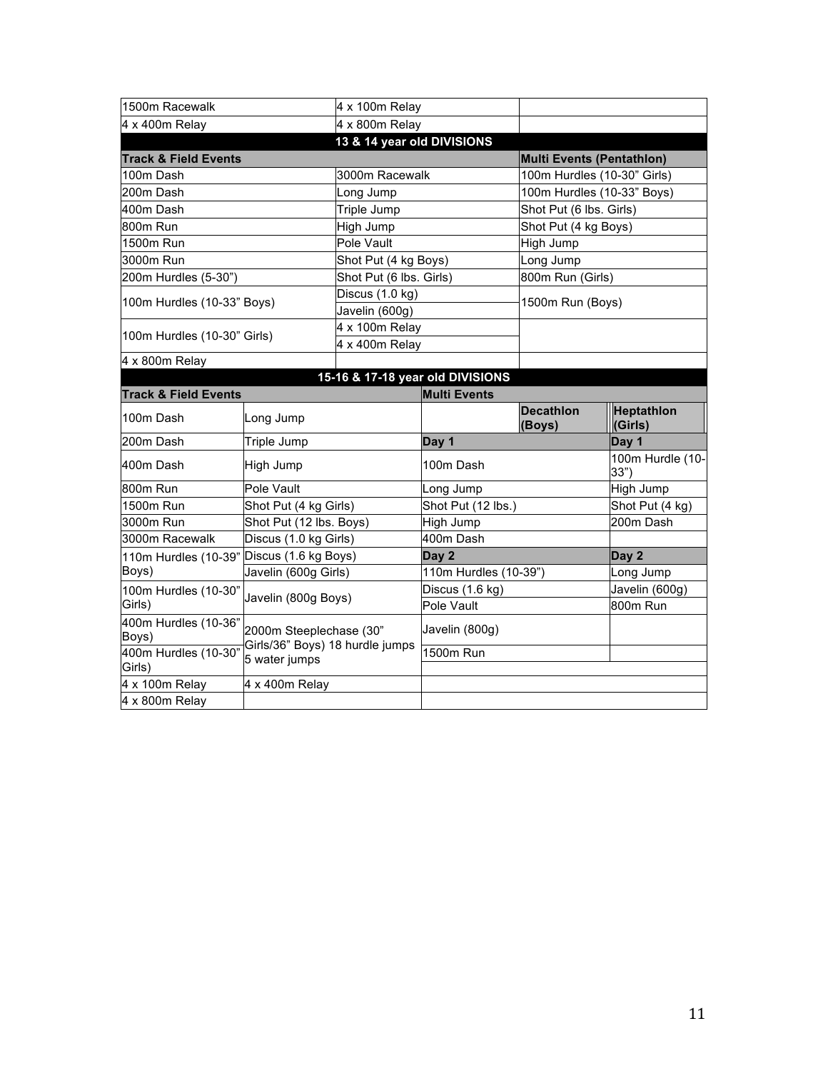| | | |
|---|---|---|
| 1500m Racewalk | 4 x 100m Relay | |
| 4 x 400m Relay | 4 x 800m Relay | |

**13 & 14 year old DIVISIONS**

| **Track & Field Events** | | **Multi Events (Pentathlon)** |
|---|---|---|
| 100m Dash | 3000m Racewalk | 100m Hurdles (10-30" Girls) |
| 200m Dash | Long Jump | 100m Hurdles (10-33" Boys) |
| 400m Dash | Triple Jump | Shot Put (6 lbs. Girls) |
| 800m Run | High Jump | Shot Put (4 kg Boys) |
| 1500m Run | Pole Vault | High Jump |
| 3000m Run | Shot Put (4 kg Boys) | Long Jump |
| 200m Hurdles (5-30") | Shot Put (6 lbs. Girls) | 800m Run (Girls) |
| 100m Hurdles (10-33" Boys) | Discus (1.0 kg) | 1500m Run (Boys) |
| | Javelin (600g) | |
| 100m Hurdles (10-30" Girls) | 4 x 100m Relay | |
| | 4 x 400m Relay | |
| 4 x 800m Relay | | |

**15-16 & 17-18 year old DIVISIONS**

| **Track & Field Events** | | **Multi Events** | | |
|---|---|---|---|---|
| 100m Dash | Long Jump | | **Decathlon (Boys)** | **Heptathlon (Girls)** |
| 200m Dash | Triple Jump | **Day 1** | | **Day 1** |
| 400m Dash | High Jump | 100m Dash | | 100m Hurdle (10-33") |
| 800m Run | Pole Vault | Long Jump | | High Jump |
| 1500m Run | Shot Put (4 kg Girls) | Shot Put (12 lbs.) | | Shot Put (4 kg) |
| 3000m Run | Shot Put (12 lbs. Boys) | High Jump | | 200m Dash |
| 3000m Racewalk | Discus (1.0 kg Girls) | 400m Dash | | |
| 110m Hurdles (10-39" Boys) | Discus (1.6 kg Boys) | **Day 2** | | **Day 2** |
| | Javelin (600g Girls) | 110m Hurdles (10-39") | | Long Jump |
| 100m Hurdles (10-30" Girls) | Javelin (800g Boys) | Discus (1.6 kg) | | Javelin (600g) |
| | | Pole Vault | | 800m Run |
| 400m Hurdles (10-36" Boys) | 2000m Steeplechase (30" Girls/36" Boys) 18 hurdle jumps 5 water jumps | Javelin (800g) | | |
| 400m Hurdles (10-30" Girls) | | 1500m Run | | |
| 4 x 100m Relay | 4 x 400m Relay | | | |
| 4 x 800m Relay | | | | |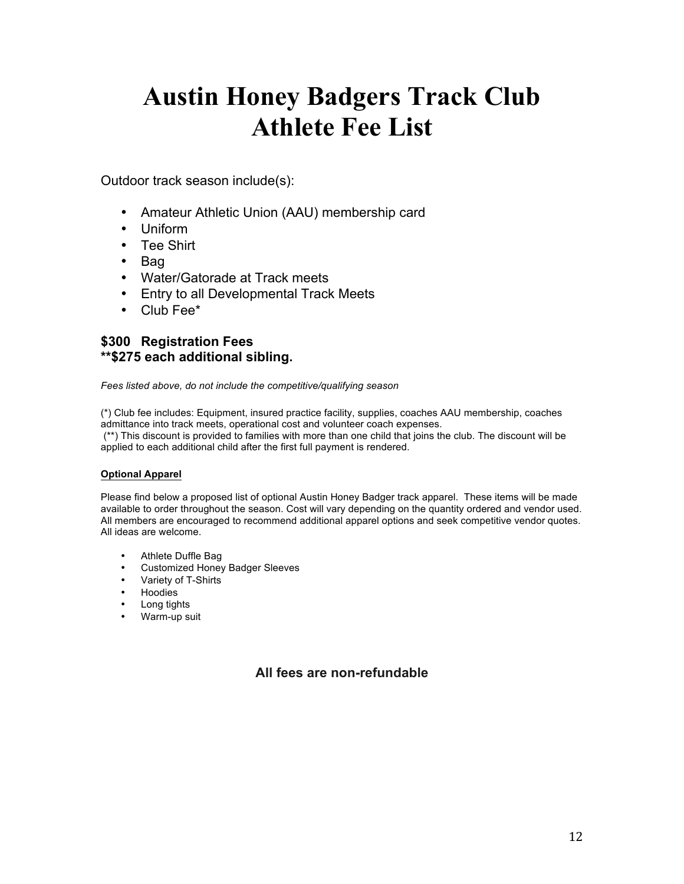# Austin Honey Badgers Track Club
# Athlete Fee List

Outdoor track season include(s):

- Amateur Athletic Union (AAU) membership card
- Uniform
- Tee Shirt
- Bag
- Water/Gatorade at Track meets
- Entry to all Developmental Track Meets
- Club Fee*

**$300 Registration Fees**
****$275 each additional sibling.**

*Fees listed above, do not include the competitive/qualifying season*

(*) Club fee includes: Equipment, insured practice facility, supplies, coaches AAU membership, coaches admittance into track meets, operational cost and volunteer coach expenses.
(**) This discount is provided to families with more than one child that joins the club. The discount will be applied to each additional child after the first full payment is rendered.

**Optional Apparel**

Please find below a proposed list of optional Austin Honey Badger track apparel. These items will be made available to order throughout the season. Cost will vary depending on the quantity ordered and vendor used. All members are encouraged to recommend additional apparel options and seek competitive vendor quotes. All ideas are welcome.

- Athlete Duffle Bag
- Customized Honey Badger Sleeves
- Variety of T-Shirts
- Hoodies
- Long tights
- Warm-up suit

**All fees are non-refundable**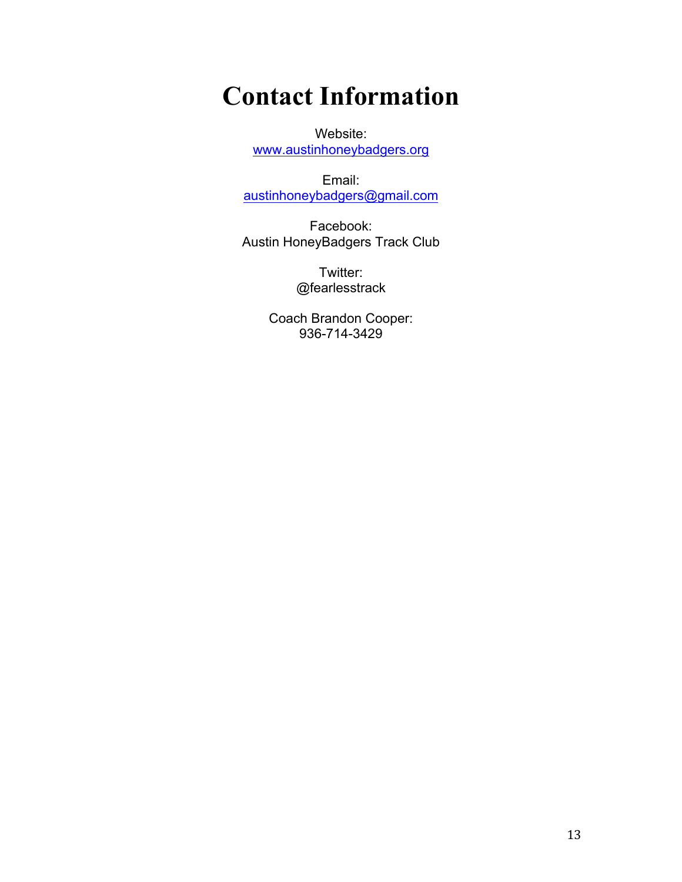# Contact Information

Website:
www.austinhoneybadgers.org

Email:
austinhoneybadgers@gmail.com

Facebook:
Austin HoneyBadgers Track Club

Twitter:
@fearlesstrack

Coach Brandon Cooper:
936-714-3429